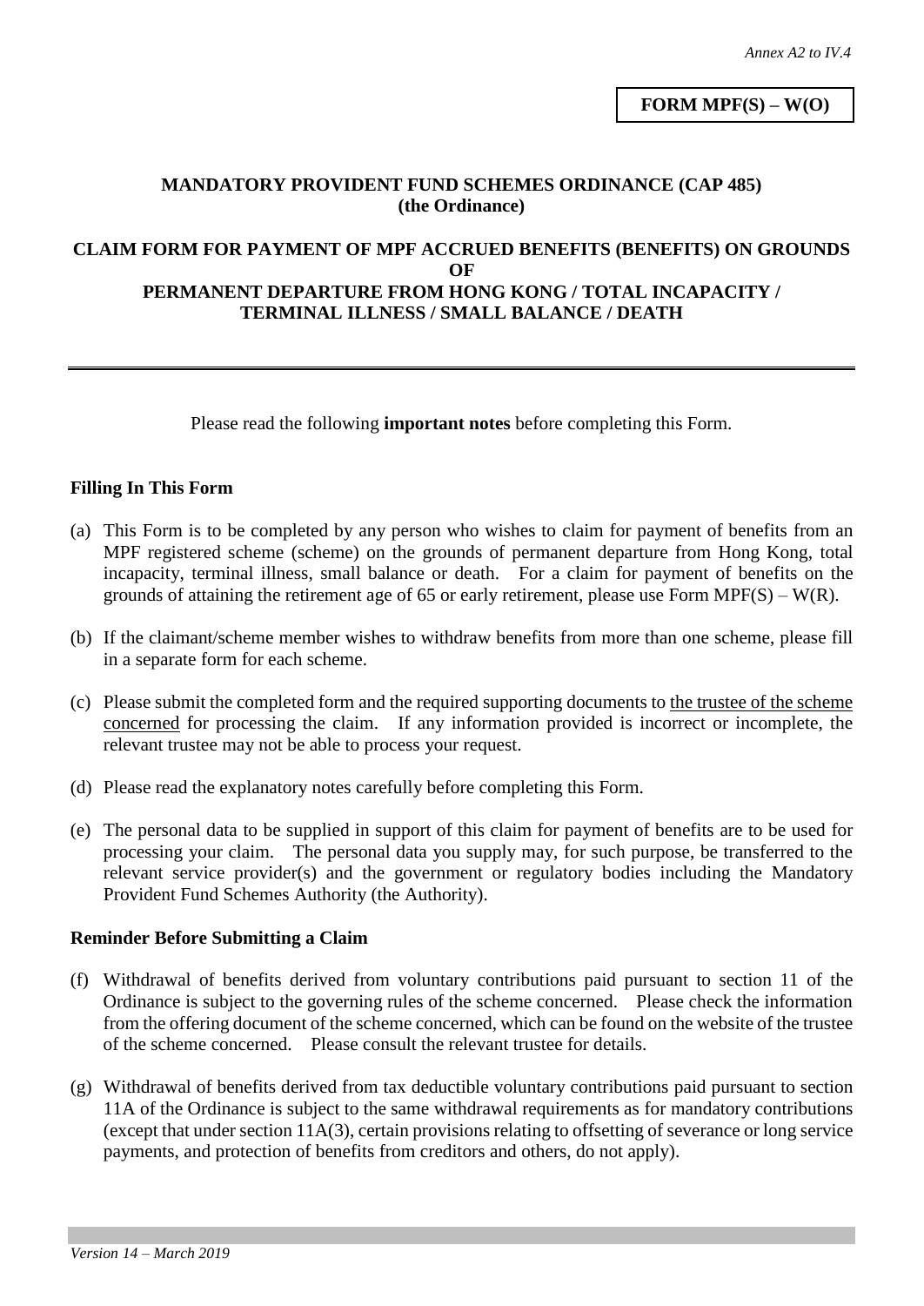*Annex A2 to IV.4*

**FORM MPF(S) – W(O)**

**MANDATORY PROVIDENT FUND SCHEMES ORDINANCE (CAP 485)**
**(the Ordinance)**

# CLAIM FORM FOR PAYMENT OF MPF ACCRUED BENEFITS (BENEFITS) ON GROUNDS OF PERMANENT DEPARTURE FROM HONG KONG / TOTAL INCAPACITY / TERMINAL ILLNESS / SMALL BALANCE / DEATH

---

Please read the following **important notes** before completing this Form.

### Filling In This Form

(a) This Form is to be completed by any person who wishes to claim for payment of benefits from an MPF registered scheme (scheme) on the grounds of permanent departure from Hong Kong, total incapacity, terminal illness, small balance or death. For a claim for payment of benefits on the grounds of attaining the retirement age of 65 or early retirement, please use Form MPF(S) – W(R).

(b) If the claimant/scheme member wishes to withdraw benefits from more than one scheme, please fill in a separate form for each scheme.

(c) Please submit the completed form and the required supporting documents to the trustee of the scheme concerned for processing the claim. If any information provided is incorrect or incomplete, the relevant trustee may not be able to process your request.

(d) Please read the explanatory notes carefully before completing this Form.

(e) The personal data to be supplied in support of this claim for payment of benefits are to be used for processing your claim. The personal data you supply may, for such purpose, be transferred to the relevant service provider(s) and the government or regulatory bodies including the Mandatory Provident Fund Schemes Authority (the Authority).

### Reminder Before Submitting a Claim

(f) Withdrawal of benefits derived from voluntary contributions paid pursuant to section 11 of the Ordinance is subject to the governing rules of the scheme concerned. Please check the information from the offering document of the scheme concerned, which can be found on the website of the trustee of the scheme concerned. Please consult the relevant trustee for details.

(g) Withdrawal of benefits derived from tax deductible voluntary contributions paid pursuant to section 11A of the Ordinance is subject to the same withdrawal requirements as for mandatory contributions (except that under section 11A(3), certain provisions relating to offsetting of severance or long service payments, and protection of benefits from creditors and others, do not apply).

*Version 14 – March 2019*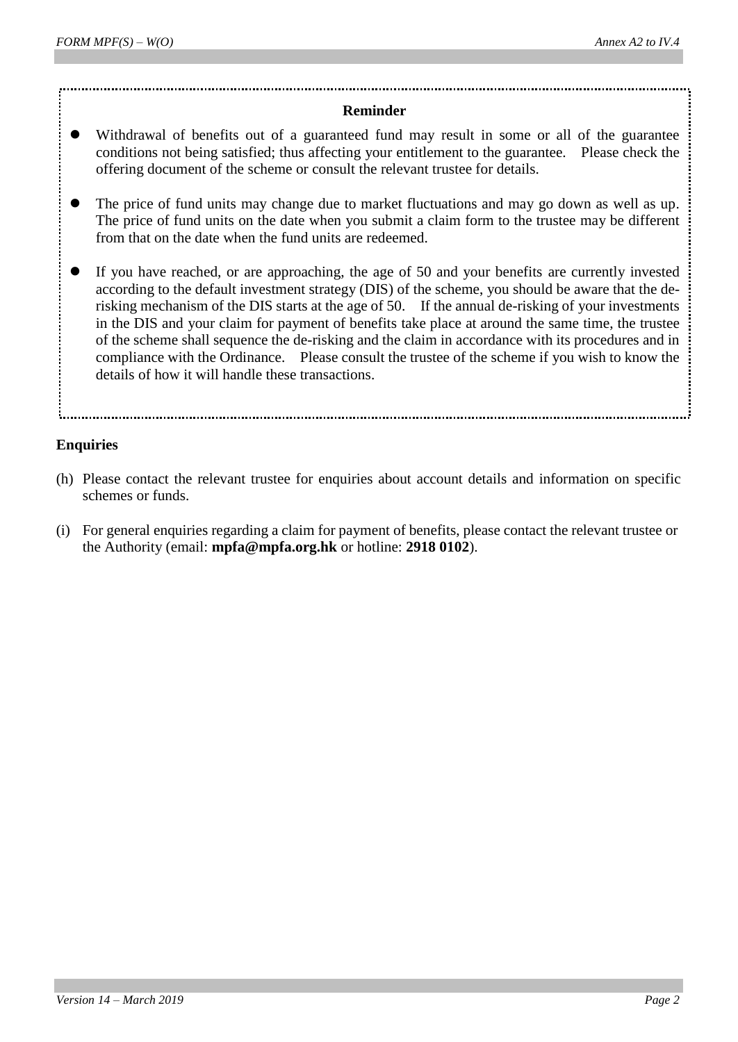**Reminder**

- Withdrawal of benefits out of a guaranteed fund may result in some or all of the guarantee conditions not being satisfied; thus affecting your entitlement to the guarantee. Please check the offering document of the scheme or consult the relevant trustee for details.
- The price of fund units may change due to market fluctuations and may go down as well as up. The price of fund units on the date when you submit a claim form to the trustee may be different from that on the date when the fund units are redeemed.
- If you have reached, or are approaching, the age of 50 and your benefits are currently invested according to the default investment strategy (DIS) of the scheme, you should be aware that the de-risking mechanism of the DIS starts at the age of 50. If the annual de-risking of your investments in the DIS and your claim for payment of benefits take place at around the same time, the trustee of the scheme shall sequence the de-risking and the claim in accordance with its procedures and in compliance with the Ordinance. Please consult the trustee of the scheme if you wish to know the details of how it will handle these transactions.

**Enquiries**

(h) Please contact the relevant trustee for enquiries about account details and information on specific schemes or funds.

(i) For general enquiries regarding a claim for payment of benefits, please contact the relevant trustee or the Authority (email: **mpfa@mpfa.org.hk** or hotline: **2918 0102**).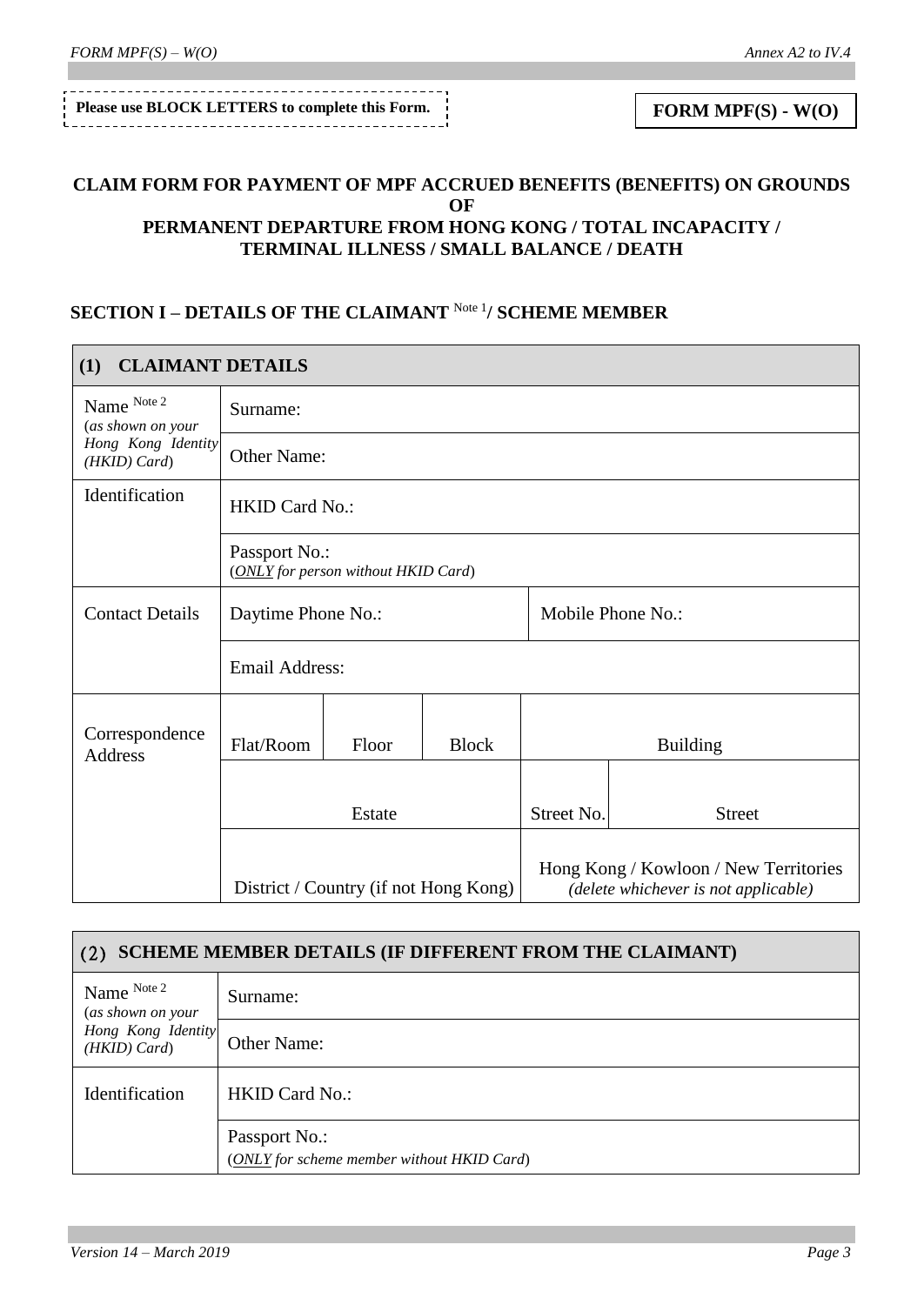Please use BLOCK LETTERS to complete this Form.

**FORM MPF(S) - W(O)**

## CLAIM FORM FOR PAYMENT OF MPF ACCRUED BENEFITS (BENEFITS) ON GROUNDS OF PERMANENT DEPARTURE FROM HONG KONG / TOTAL INCAPACITY / TERMINAL ILLNESS / SMALL BALANCE / DEATH

### SECTION I – DETAILS OF THE CLAIMANT [Note 1]/ SCHEME MEMBER

| **(1) CLAIMANT DETAILS** | | | | | |
|---|---|---|---|---|---|
| Name [Note 2] (*as shown on your Hong Kong Identity (HKID) Card*) | Surname: | | | | |
| | Other Name: | | | | |
| Identification | HKID Card No.: | | | | |
| | Passport No.: (*ONLY for person without HKID Card*) | | | | |
| Contact Details | Daytime Phone No.: | | | Mobile Phone No.: | |
| | Email Address: | | | | |
| Correspondence Address | Flat/Room | Floor | Block | Building | |
| | Estate | | | Street No. | Street |
| | District / Country (if not Hong Kong) | | | Hong Kong / Kowloon / New Territories (*delete whichever is not applicable*) | |

| **(2) SCHEME MEMBER DETAILS (IF DIFFERENT FROM THE CLAIMANT)** | |
|---|---|
| Name [Note 2] (*as shown on your Hong Kong Identity (HKID) Card*) | Surname: |
| | Other Name: |
| Identification | HKID Card No.: |
| | Passport No.: (*ONLY for scheme member without HKID Card*) |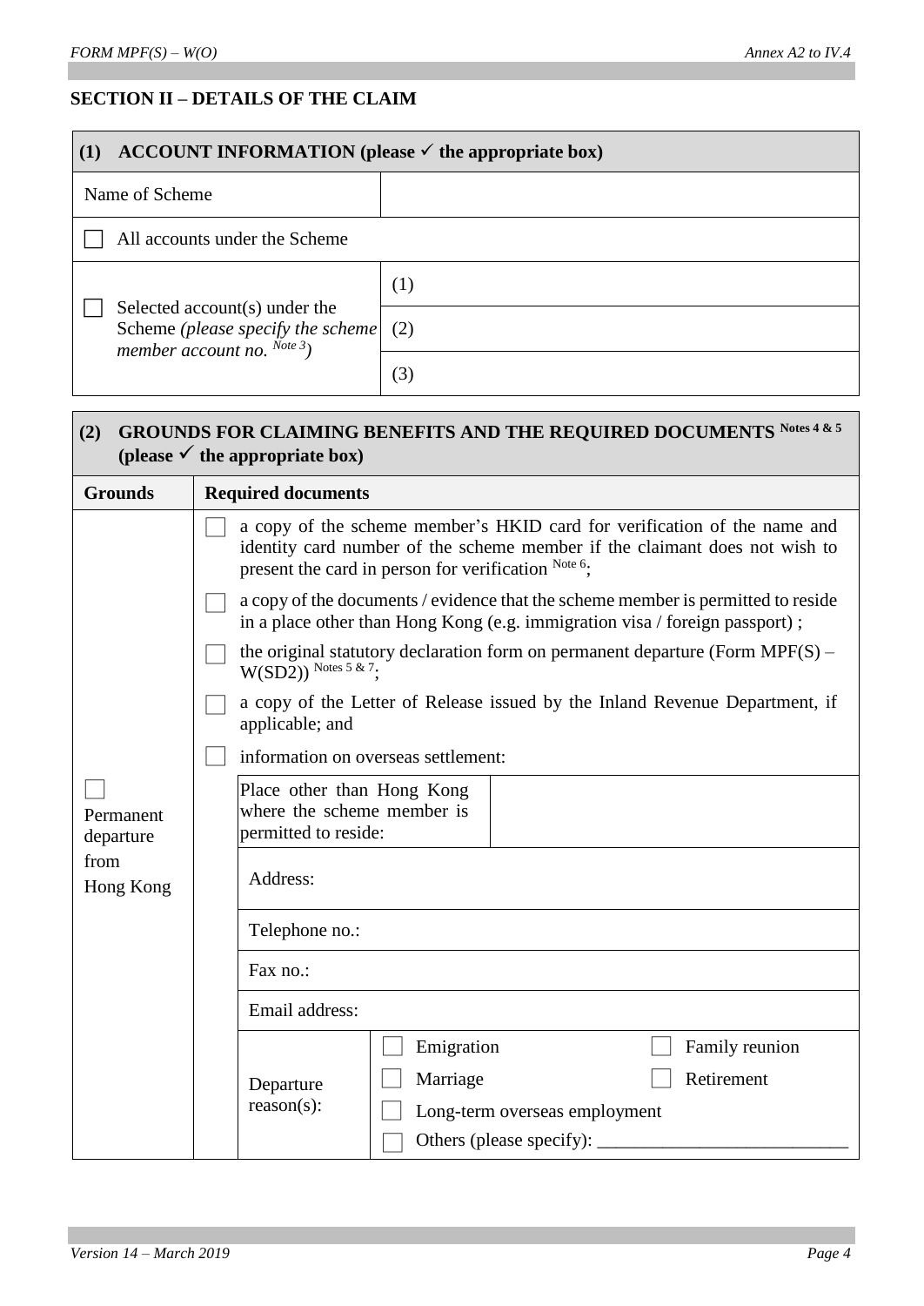## SECTION II – DETAILS OF THE CLAIM

| (1) ACCOUNT INFORMATION (please ✓ the appropriate box) | |
|---|---|
| Name of Scheme | |
| ☐ All accounts under the Scheme | |
| ☐ Selected account(s) under the Scheme *(please specify the scheme member account no.* [Note 3]*)* | (1) |
| | (2) |
| | (3) |

| (2) GROUNDS FOR CLAIMING BENEFITS AND THE REQUIRED DOCUMENTS [Notes 4 & 5] (please ✓ the appropriate box) | | | |
|---|---|---|---|
| **Grounds** | **Required documents** | | |
| ☐ Permanent departure from Hong Kong | ☐ a copy of the scheme member's HKID card for verification of the name and identity card number of the scheme member if the claimant does not wish to present the card in person for verification [Note 6]; | | |
| | ☐ a copy of the documents / evidence that the scheme member is permitted to reside in a place other than Hong Kong (e.g. immigration visa / foreign passport) ; | | |
| | ☐ the original statutory declaration form on permanent departure (Form MPF(S) – W(SD2)) [Notes 5 & 7]; | | |
| | ☐ a copy of the Letter of Release issued by the Inland Revenue Department, if applicable; and | | |
| | ☐ information on overseas settlement: | | |
| | | Place other than Hong Kong where the scheme member is permitted to reside: | |
| | | Address: | |
| | | Telephone no.: | |
| | | Fax no.: | |
| | | Email address: | |
| | | Departure reason(s): | ☐ Emigration ☐ Family reunion<br>☐ Marriage ☐ Retirement<br>☐ Long-term overseas employment<br>☐ Others (please specify): ___________________________ |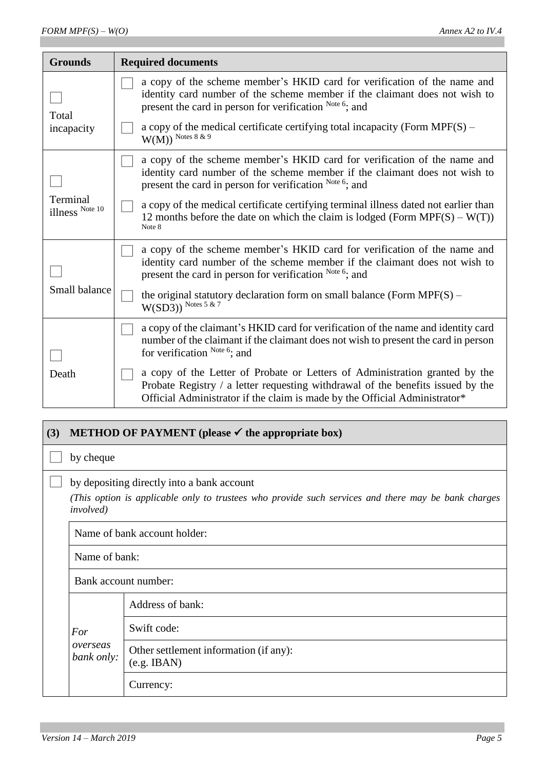| Grounds | Required documents |
|---|---|
| ☐ Total incapacity | ☐ a copy of the scheme member's HKID card for verification of the name and identity card number of the scheme member if the claimant does not wish to present the card in person for verification [Note 6]; and<br>☐ a copy of the medical certificate certifying total incapacity (Form MPF(S) – W(M)) [Notes 8 & 9] |
| ☐ Terminal illness [Note 10] | ☐ a copy of the scheme member's HKID card for verification of the name and identity card number of the scheme member if the claimant does not wish to present the card in person for verification [Note 6]; and<br>☐ a copy of the medical certificate certifying terminal illness dated not earlier than 12 months before the date on which the claim is lodged (Form MPF(S) – W(T)) [Note 8] |
| ☐ Small balance | ☐ a copy of the scheme member's HKID card for verification of the name and identity card number of the scheme member if the claimant does not wish to present the card in person for verification [Note 6]; and<br>☐ the original statutory declaration form on small balance (Form MPF(S) – W(SD3)) [Notes 5 & 7] |
| ☐ Death | ☐ a copy of the claimant's HKID card for verification of the name and identity card number of the claimant if the claimant does not wish to present the card in person for verification [Note 6]; and<br>☐ a copy of the Letter of Probate or Letters of Administration granted by the Probate Registry / a letter requesting withdrawal of the benefits issued by the Official Administrator if the claim is made by the Official Administrator* |

## (3) METHOD OF PAYMENT (please ✓ the appropriate box)

☐ by cheque

☐ by depositing directly into a bank account

*(This option is applicable only to trustees who provide such services and there may be bank charges involved)*

| | |
|---|---|
| Name of bank account holder: | |
| Name of bank: | |
| Bank account number: | |
| *For overseas bank only:* | Address of bank: |
| | Swift code: |
| | Other settlement information (if any): (e.g. IBAN) |
| | Currency: |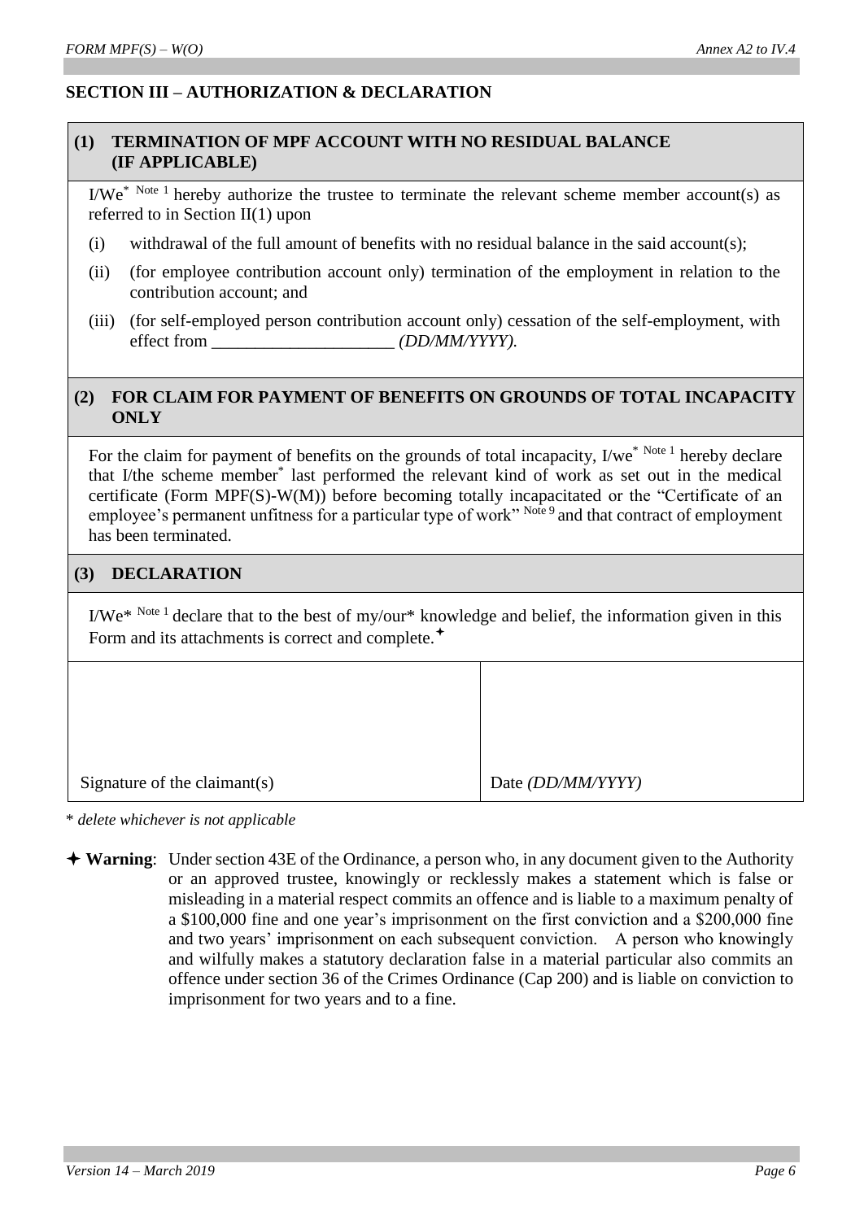## SECTION III – AUTHORIZATION & DECLARATION

### (1) TERMINATION OF MPF ACCOUNT WITH NO RESIDUAL BALANCE (IF APPLICABLE)

I/We* Note 1 hereby authorize the trustee to terminate the relevant scheme member account(s) as referred to in Section II(1) upon

(i) withdrawal of the full amount of benefits with no residual balance in the said account(s);

(ii) (for employee contribution account only) termination of the employment in relation to the contribution account; and

(iii) (for self-employed person contribution account only) cessation of the self-employment, with effect from _____________________ *(DD/MM/YYYY).*

### (2) FOR CLAIM FOR PAYMENT OF BENEFITS ON GROUNDS OF TOTAL INCAPACITY ONLY

For the claim for payment of benefits on the grounds of total incapacity, I/we* Note 1 hereby declare that I/the scheme member* last performed the relevant kind of work as set out in the medical certificate (Form MPF(S)-W(M)) before becoming totally incapacitated or the "Certificate of an employee's permanent unfitness for a particular type of work" Note 9 and that contract of employment has been terminated.

### (3) DECLARATION

I/We* Note 1 declare that to the best of my/our* knowledge and belief, the information given in this Form and its attachments is correct and complete.✦

| | |
|---|---|
| Signature of the claimant(s) | Date *(DD/MM/YYYY)* |

\* *delete whichever is not applicable*

✦ **Warning**: Under section 43E of the Ordinance, a person who, in any document given to the Authority or an approved trustee, knowingly or recklessly makes a statement which is false or misleading in a material respect commits an offence and is liable to a maximum penalty of a $100,000 fine and one year's imprisonment on the first conviction and a $200,000 fine and two years' imprisonment on each subsequent conviction. A person who knowingly and wilfully makes a statutory declaration false in a material particular also commits an offence under section 36 of the Crimes Ordinance (Cap 200) and is liable on conviction to imprisonment for two years and to a fine.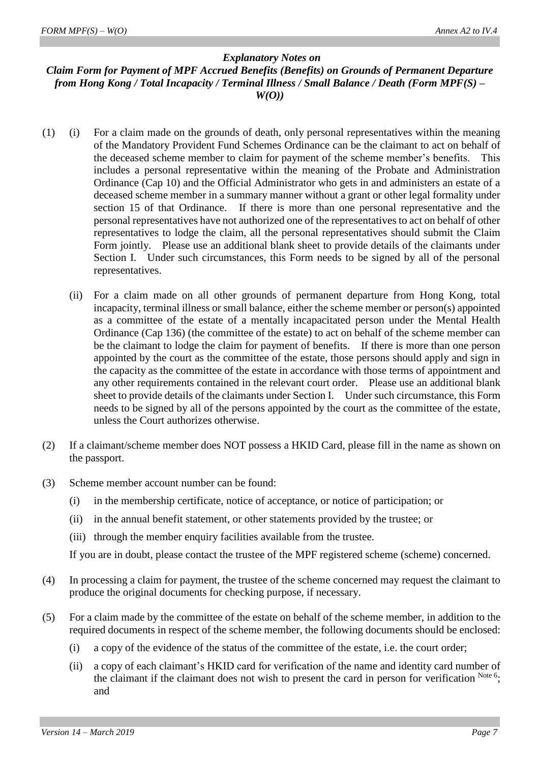***Explanatory Notes on Claim Form for Payment of MPF Accrued Benefits (Benefits) on Grounds of Permanent Departure from Hong Kong / Total Incapacity / Terminal Illness / Small Balance / Death (Form MPF(S) – W(O))***

(1) (i) For a claim made on the grounds of death, only personal representatives within the meaning of the Mandatory Provident Fund Schemes Ordinance can be the claimant to act on behalf of the deceased scheme member to claim for payment of the scheme member's benefits. This includes a personal representative within the meaning of the Probate and Administration Ordinance (Cap 10) and the Official Administrator who gets in and administers an estate of a deceased scheme member in a summary manner without a grant or other legal formality under section 15 of that Ordinance. If there is more than one personal representative and the personal representatives have not authorized one of the representatives to act on behalf of other representatives to lodge the claim, all the personal representatives should submit the Claim Form jointly. Please use an additional blank sheet to provide details of the claimants under Section I. Under such circumstances, this Form needs to be signed by all of the personal representatives.

(ii) For a claim made on all other grounds of permanent departure from Hong Kong, total incapacity, terminal illness or small balance, either the scheme member or person(s) appointed as a committee of the estate of a mentally incapacitated person under the Mental Health Ordinance (Cap 136) (the committee of the estate) to act on behalf of the scheme member can be the claimant to lodge the claim for payment of benefits. If there is more than one person appointed by the court as the committee of the estate, those persons should apply and sign in the capacity as the committee of the estate in accordance with those terms of appointment and any other requirements contained in the relevant court order. Please use an additional blank sheet to provide details of the claimants under Section I. Under such circumstance, this Form needs to be signed by all of the persons appointed by the court as the committee of the estate, unless the Court authorizes otherwise.

(2) If a claimant/scheme member does NOT possess a HKID Card, please fill in the name as shown on the passport.

(3) Scheme member account number can be found:

(i) in the membership certificate, notice of acceptance, or notice of participation; or

(ii) in the annual benefit statement, or other statements provided by the trustee; or

(iii) through the member enquiry facilities available from the trustee.

If you are in doubt, please contact the trustee of the MPF registered scheme (scheme) concerned.

(4) In processing a claim for payment, the trustee of the scheme concerned may request the claimant to produce the original documents for checking purpose, if necessary.

(5) For a claim made by the committee of the estate on behalf of the scheme member, in addition to the required documents in respect of the scheme member, the following documents should be enclosed:

(i) a copy of the evidence of the status of the committee of the estate, i.e. the court order;

(ii) a copy of each claimant's HKID card for verification of the name and identity card number of the claimant if the claimant does not wish to present the card in person for verification [Note 6]; and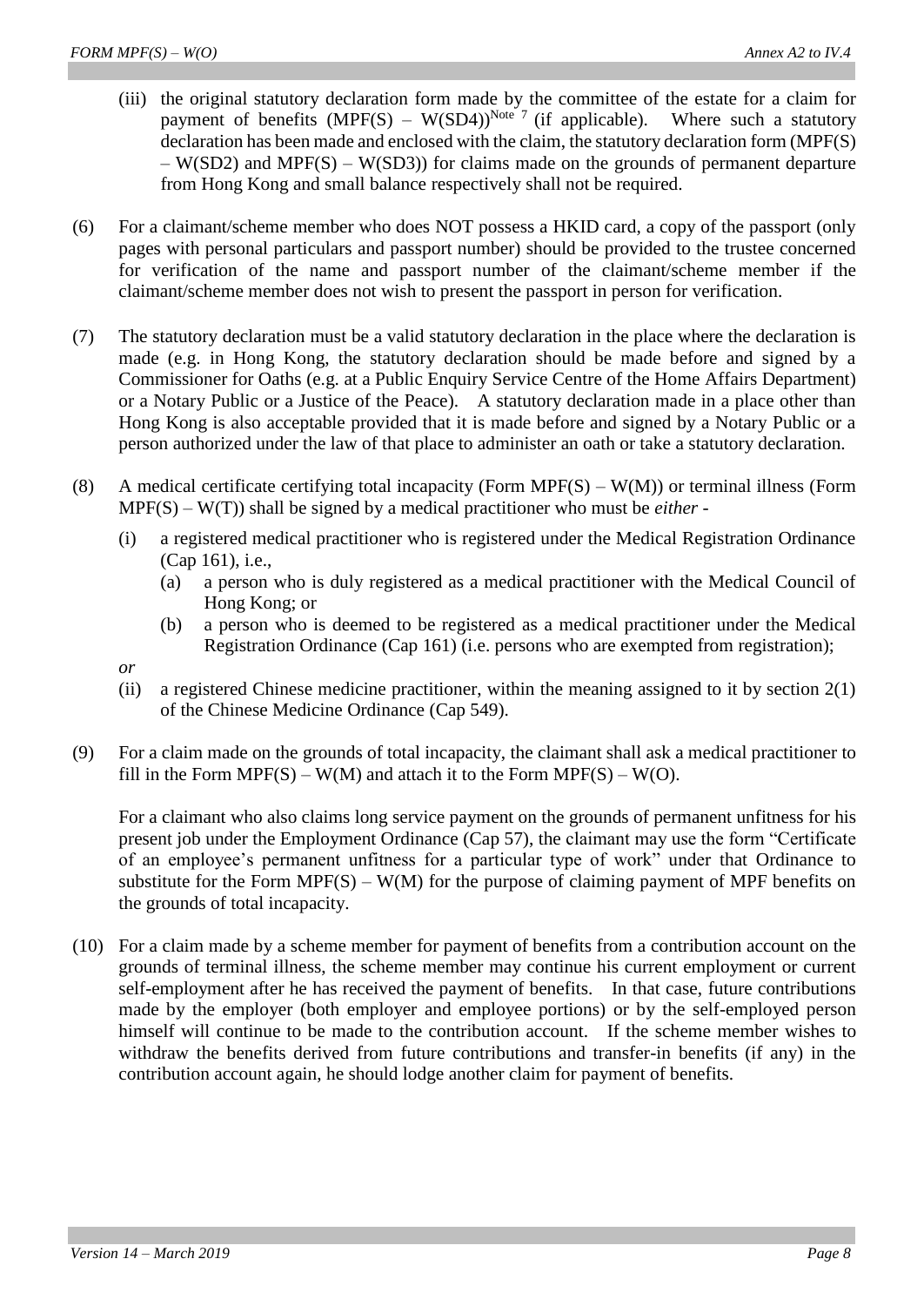(iii) the original statutory declaration form made by the committee of the estate for a claim for payment of benefits (MPF(S) – W(SD4))[Note 7] (if applicable). Where such a statutory declaration has been made and enclosed with the claim, the statutory declaration form (MPF(S) – W(SD2) and MPF(S) – W(SD3)) for claims made on the grounds of permanent departure from Hong Kong and small balance respectively shall not be required.

(6) For a claimant/scheme member who does NOT possess a HKID card, a copy of the passport (only pages with personal particulars and passport number) should be provided to the trustee concerned for verification of the name and passport number of the claimant/scheme member if the claimant/scheme member does not wish to present the passport in person for verification.

(7) The statutory declaration must be a valid statutory declaration in the place where the declaration is made (e.g. in Hong Kong, the statutory declaration should be made before and signed by a Commissioner for Oaths (e.g. at a Public Enquiry Service Centre of the Home Affairs Department) or a Notary Public or a Justice of the Peace). A statutory declaration made in a place other than Hong Kong is also acceptable provided that it is made before and signed by a Notary Public or a person authorized under the law of that place to administer an oath or take a statutory declaration.

(8) A medical certificate certifying total incapacity (Form MPF(S) – W(M)) or terminal illness (Form MPF(S) – W(T)) shall be signed by a medical practitioner who must be *either* -

(i) a registered medical practitioner who is registered under the Medical Registration Ordinance (Cap 161), i.e.,

(a) a person who is duly registered as a medical practitioner with the Medical Council of Hong Kong; or

(b) a person who is deemed to be registered as a medical practitioner under the Medical Registration Ordinance (Cap 161) (i.e. persons who are exempted from registration);

*or*

(ii) a registered Chinese medicine practitioner, within the meaning assigned to it by section 2(1) of the Chinese Medicine Ordinance (Cap 549).

(9) For a claim made on the grounds of total incapacity, the claimant shall ask a medical practitioner to fill in the Form MPF(S) – W(M) and attach it to the Form MPF(S) – W(O).

For a claimant who also claims long service payment on the grounds of permanent unfitness for his present job under the Employment Ordinance (Cap 57), the claimant may use the form "Certificate of an employee's permanent unfitness for a particular type of work" under that Ordinance to substitute for the Form MPF(S) – W(M) for the purpose of claiming payment of MPF benefits on the grounds of total incapacity.

(10) For a claim made by a scheme member for payment of benefits from a contribution account on the grounds of terminal illness, the scheme member may continue his current employment or current self-employment after he has received the payment of benefits. In that case, future contributions made by the employer (both employer and employee portions) or by the self-employed person himself will continue to be made to the contribution account. If the scheme member wishes to withdraw the benefits derived from future contributions and transfer-in benefits (if any) in the contribution account again, he should lodge another claim for payment of benefits.